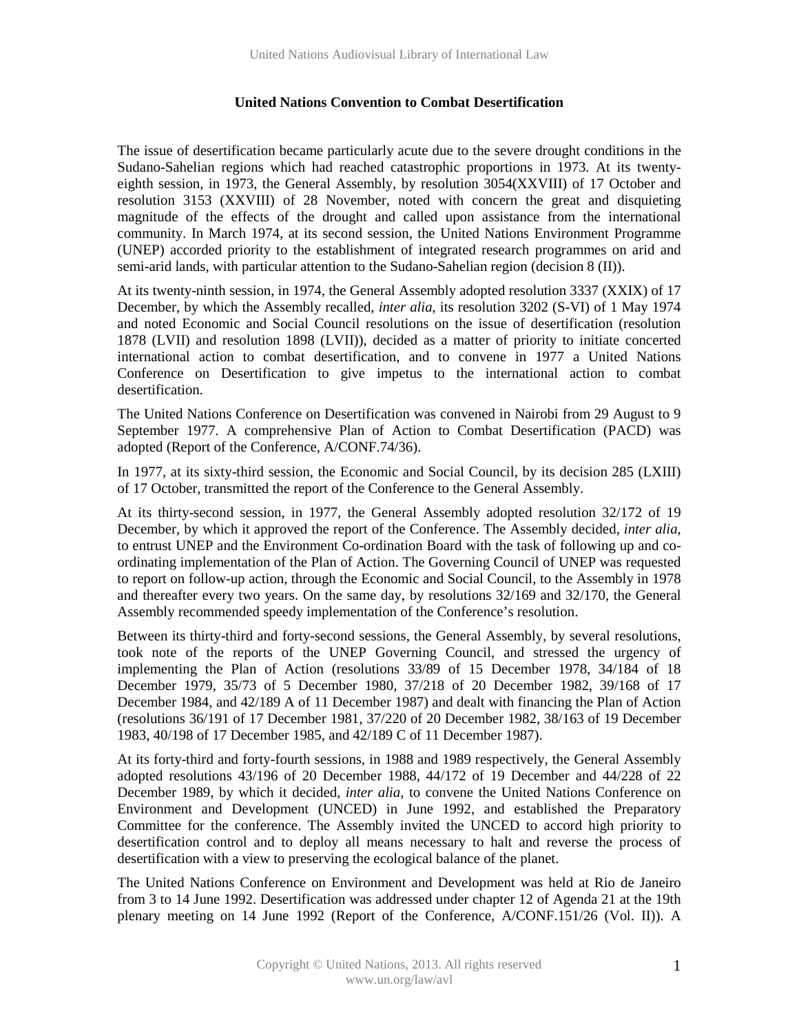# United Nations Convention to Combat Desertification

The issue of desertification became particularly acute due to the severe drought conditions in the Sudano-Sahelian regions which had reached catastrophic proportions in 1973. At its twenty-eighth session, in 1973, the General Assembly, by resolution 3054(XXVIII) of 17 October and resolution 3153 (XXVIII) of 28 November, noted with concern the great and disquieting magnitude of the effects of the drought and called upon assistance from the international community. In March 1974, at its second session, the United Nations Environment Programme (UNEP) accorded priority to the establishment of integrated research programmes on arid and semi-arid lands, with particular attention to the Sudano-Sahelian region (decision 8 (II)).

At its twenty-ninth session, in 1974, the General Assembly adopted resolution 3337 (XXIX) of 17 December, by which the Assembly recalled, *inter alia*, its resolution 3202 (S-VI) of 1 May 1974 and noted Economic and Social Council resolutions on the issue of desertification (resolution 1878 (LVII) and resolution 1898 (LVII)), decided as a matter of priority to initiate concerted international action to combat desertification, and to convene in 1977 a United Nations Conference on Desertification to give impetus to the international action to combat desertification.

The United Nations Conference on Desertification was convened in Nairobi from 29 August to 9 September 1977. A comprehensive Plan of Action to Combat Desertification (PACD) was adopted (Report of the Conference, A/CONF.74/36).

In 1977, at its sixty-third session, the Economic and Social Council, by its decision 285 (LXIII) of 17 October, transmitted the report of the Conference to the General Assembly.

At its thirty-second session, in 1977, the General Assembly adopted resolution 32/172 of 19 December, by which it approved the report of the Conference. The Assembly decided, *inter alia*, to entrust UNEP and the Environment Co-ordination Board with the task of following up and co-ordinating implementation of the Plan of Action. The Governing Council of UNEP was requested to report on follow-up action, through the Economic and Social Council, to the Assembly in 1978 and thereafter every two years. On the same day, by resolutions 32/169 and 32/170, the General Assembly recommended speedy implementation of the Conference's resolution.

Between its thirty-third and forty-second sessions, the General Assembly, by several resolutions, took note of the reports of the UNEP Governing Council, and stressed the urgency of implementing the Plan of Action (resolutions 33/89 of 15 December 1978, 34/184 of 18 December 1979, 35/73 of 5 December 1980, 37/218 of 20 December 1982, 39/168 of 17 December 1984, and 42/189 A of 11 December 1987) and dealt with financing the Plan of Action (resolutions 36/191 of 17 December 1981, 37/220 of 20 December 1982, 38/163 of 19 December 1983, 40/198 of 17 December 1985, and 42/189 C of 11 December 1987).

At its forty-third and forty-fourth sessions, in 1988 and 1989 respectively, the General Assembly adopted resolutions 43/196 of 20 December 1988, 44/172 of 19 December and 44/228 of 22 December 1989, by which it decided, *inter alia*, to convene the United Nations Conference on Environment and Development (UNCED) in June 1992, and established the Preparatory Committee for the conference. The Assembly invited the UNCED to accord high priority to desertification control and to deploy all means necessary to halt and reverse the process of desertification with a view to preserving the ecological balance of the planet.

The United Nations Conference on Environment and Development was held at Rio de Janeiro from 3 to 14 June 1992. Desertification was addressed under chapter 12 of Agenda 21 at the 19th plenary meeting on 14 June 1992 (Report of the Conference, A/CONF.151/26 (Vol. II)). A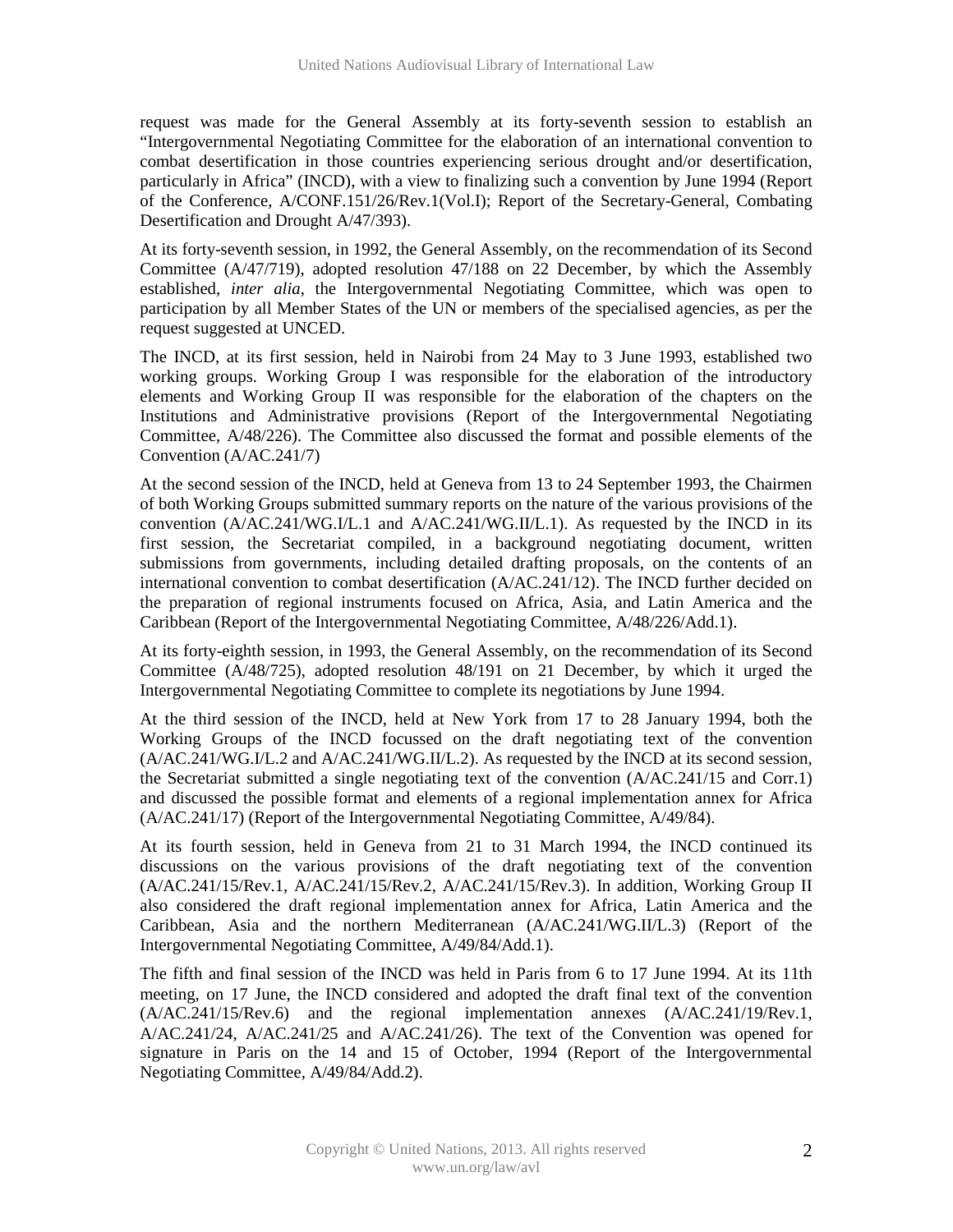request was made for the General Assembly at its forty-seventh session to establish an "Intergovernmental Negotiating Committee for the elaboration of an international convention to combat desertification in those countries experiencing serious drought and/or desertification, particularly in Africa" (INCD), with a view to finalizing such a convention by June 1994 (Report of the Conference, A/CONF.151/26/Rev.1(Vol.I); Report of the Secretary-General, Combating Desertification and Drought A/47/393).

At its forty-seventh session, in 1992, the General Assembly, on the recommendation of its Second Committee (A/47/719), adopted resolution 47/188 on 22 December, by which the Assembly established, *inter alia*, the Intergovernmental Negotiating Committee, which was open to participation by all Member States of the UN or members of the specialised agencies, as per the request suggested at UNCED.

The INCD, at its first session, held in Nairobi from 24 May to 3 June 1993, established two working groups. Working Group I was responsible for the elaboration of the introductory elements and Working Group II was responsible for the elaboration of the chapters on the Institutions and Administrative provisions (Report of the Intergovernmental Negotiating Committee, A/48/226). The Committee also discussed the format and possible elements of the Convention (A/AC.241/7)

At the second session of the INCD, held at Geneva from 13 to 24 September 1993, the Chairmen of both Working Groups submitted summary reports on the nature of the various provisions of the convention (A/AC.241/WG.I/L.1 and A/AC.241/WG.II/L.1). As requested by the INCD in its first session, the Secretariat compiled, in a background negotiating document, written submissions from governments, including detailed drafting proposals, on the contents of an international convention to combat desertification (A/AC.241/12). The INCD further decided on the preparation of regional instruments focused on Africa, Asia, and Latin America and the Caribbean (Report of the Intergovernmental Negotiating Committee, A/48/226/Add.1).

At its forty-eighth session, in 1993, the General Assembly, on the recommendation of its Second Committee (A/48/725), adopted resolution 48/191 on 21 December, by which it urged the Intergovernmental Negotiating Committee to complete its negotiations by June 1994.

At the third session of the INCD, held at New York from 17 to 28 January 1994, both the Working Groups of the INCD focussed on the draft negotiating text of the convention (A/AC.241/WG.I/L.2 and A/AC.241/WG.II/L.2). As requested by the INCD at its second session, the Secretariat submitted a single negotiating text of the convention (A/AC.241/15 and Corr.1) and discussed the possible format and elements of a regional implementation annex for Africa (A/AC.241/17) (Report of the Intergovernmental Negotiating Committee, A/49/84).

At its fourth session, held in Geneva from 21 to 31 March 1994, the INCD continued its discussions on the various provisions of the draft negotiating text of the convention (A/AC.241/15/Rev.1, A/AC.241/15/Rev.2, A/AC.241/15/Rev.3). In addition, Working Group II also considered the draft regional implementation annex for Africa, Latin America and the Caribbean, Asia and the northern Mediterranean (A/AC.241/WG.II/L.3) (Report of the Intergovernmental Negotiating Committee, A/49/84/Add.1).

The fifth and final session of the INCD was held in Paris from 6 to 17 June 1994. At its 11th meeting, on 17 June, the INCD considered and adopted the draft final text of the convention (A/AC.241/15/Rev.6) and the regional implementation annexes (A/AC.241/19/Rev.1, A/AC.241/24, A/AC.241/25 and A/AC.241/26). The text of the Convention was opened for signature in Paris on the 14 and 15 of October, 1994 (Report of the Intergovernmental Negotiating Committee, A/49/84/Add.2).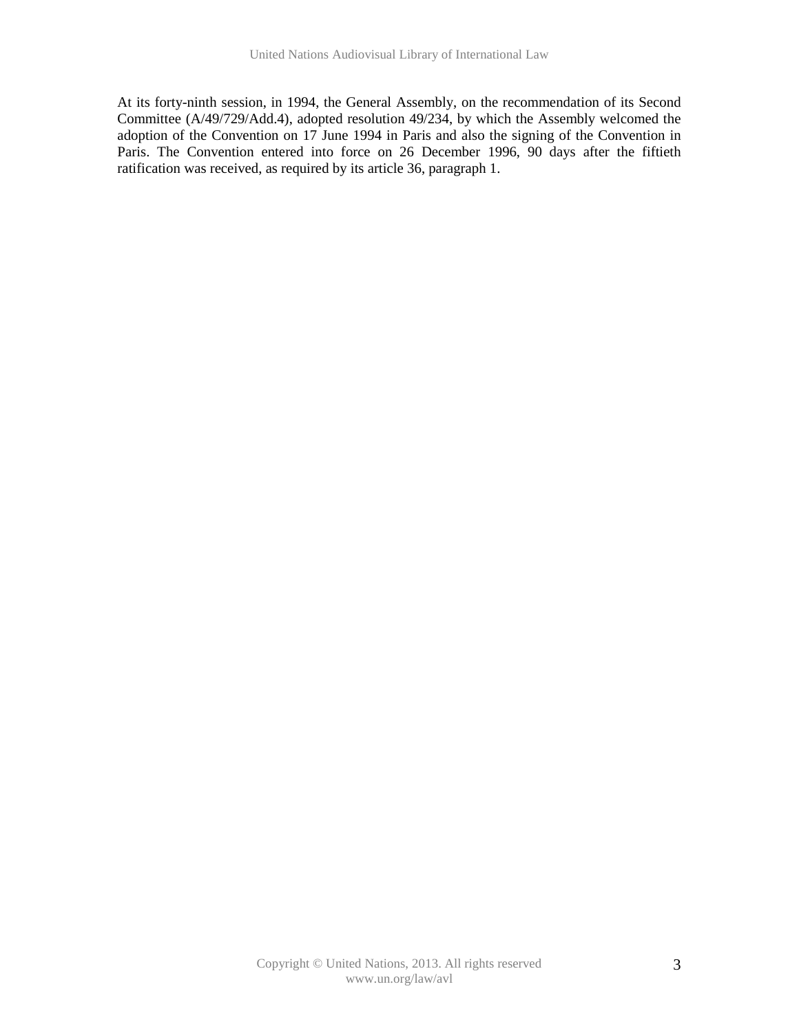At its forty-ninth session, in 1994, the General Assembly, on the recommendation of its Second Committee (A/49/729/Add.4), adopted resolution 49/234, by which the Assembly welcomed the adoption of the Convention on 17 June 1994 in Paris and also the signing of the Convention in Paris. The Convention entered into force on 26 December 1996, 90 days after the fiftieth ratification was received, as required by its article 36, paragraph 1.